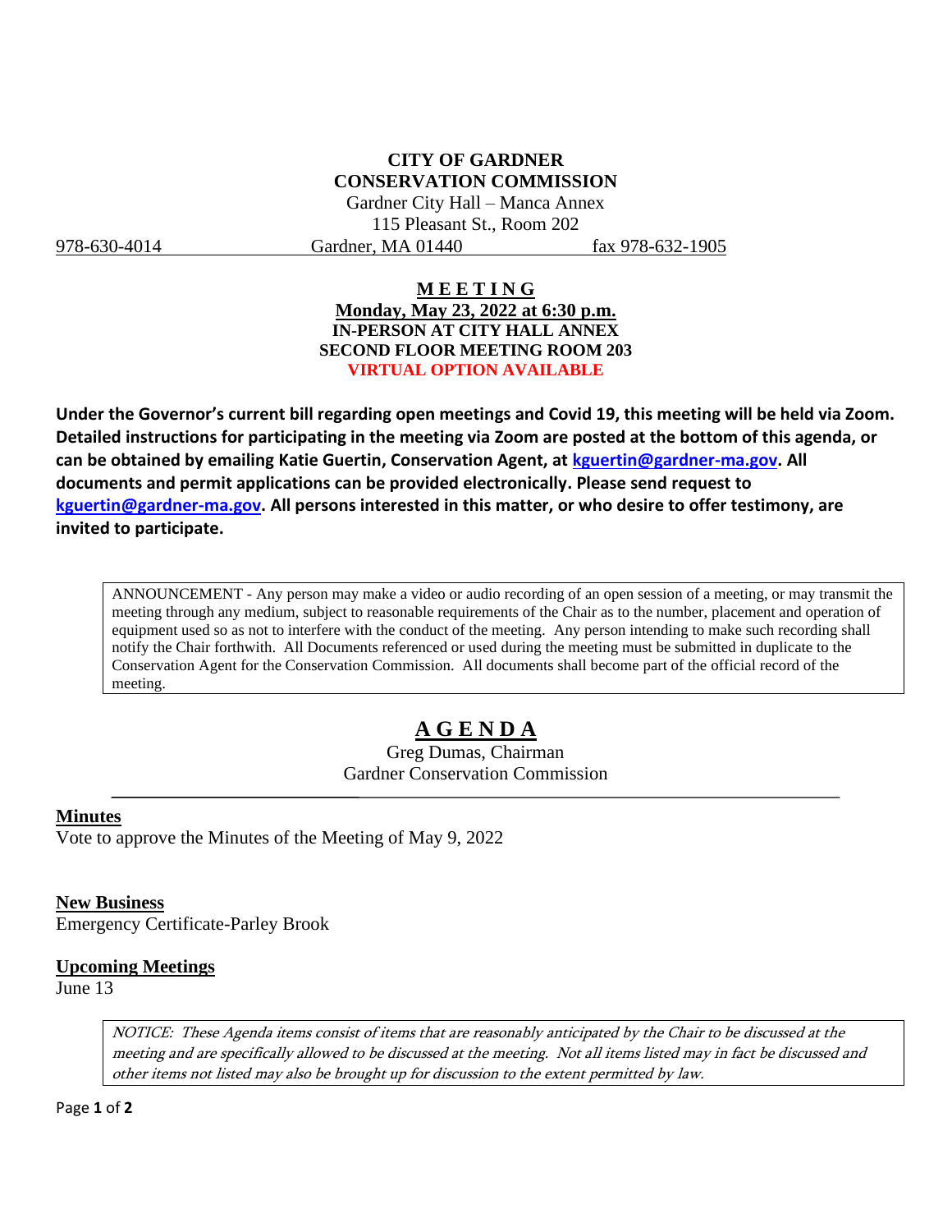**CITY OF GARDNER**
**CONSERVATION COMMISSION**
Gardner City Hall – Manca Annex
115 Pleasant St., Room 202

978-630-4014 Gardner, MA 01440 fax 978-632-1905

**MEETING**
**Monday, May 23, 2022 at 6:30 p.m.**
**IN-PERSON AT CITY HALL ANNEX**
**SECOND FLOOR MEETING ROOM 203**
**VIRTUAL OPTION AVAILABLE**

**Under the Governor's current bill regarding open meetings and Covid 19, this meeting will be held via Zoom. Detailed instructions for participating in the meeting via Zoom are posted at the bottom of this agenda, or can be obtained by emailing Katie Guertin, Conservation Agent, at kguertin@gardner-ma.gov. All documents and permit applications can be provided electronically. Please send request to kguertin@gardner-ma.gov. All persons interested in this matter, or who desire to offer testimony, are invited to participate.**

> ANNOUNCEMENT - Any person may make a video or audio recording of an open session of a meeting, or may transmit the meeting through any medium, subject to reasonable requirements of the Chair as to the number, placement and operation of equipment used so as not to interfere with the conduct of the meeting. Any person intending to make such recording shall notify the Chair forthwith. All Documents referenced or used during the meeting must be submitted in duplicate to the Conservation Agent for the Conservation Commission. All documents shall become part of the official record of the meeting.

# AGENDA

Greg Dumas, Chairman
Gardner Conservation Commission

## Minutes

Vote to approve the Minutes of the Meeting of May 9, 2022

## New Business

Emergency Certificate-Parley Brook

## Upcoming Meetings

June 13

> *NOTICE: These Agenda items consist of items that are reasonably anticipated by the Chair to be discussed at the meeting and are specifically allowed to be discussed at the meeting. Not all items listed may in fact be discussed and other items not listed may also be brought up for discussion to the extent permitted by law.*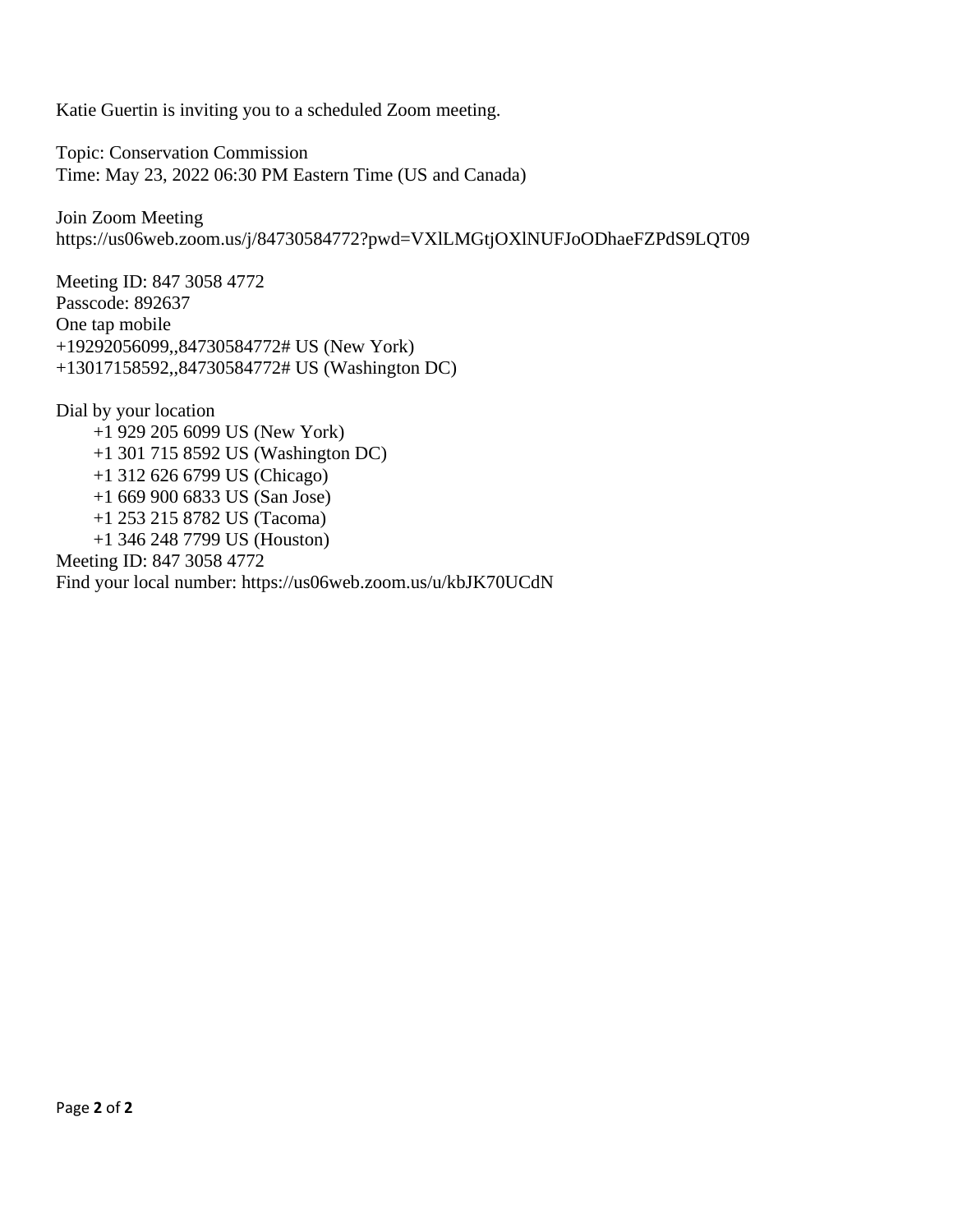Katie Guertin is inviting you to a scheduled Zoom meeting.

Topic: Conservation Commission
Time: May 23, 2022 06:30 PM Eastern Time (US and Canada)

Join Zoom Meeting
https://us06web.zoom.us/j/84730584772?pwd=VXlLMGtjOXlNUFJoODhaeFZPdS9LQT09

Meeting ID: 847 3058 4772
Passcode: 892637
One tap mobile
+19292056099,,84730584772# US (New York)
+13017158592,,84730584772# US (Washington DC)

Dial by your location
- +1 929 205 6099 US (New York)
- +1 301 715 8592 US (Washington DC)
- +1 312 626 6799 US (Chicago)
- +1 669 900 6833 US (San Jose)
- +1 253 215 8782 US (Tacoma)
- +1 346 248 7799 US (Houston)

Meeting ID: 847 3058 4772
Find your local number: https://us06web.zoom.us/u/kbJK70UCdN